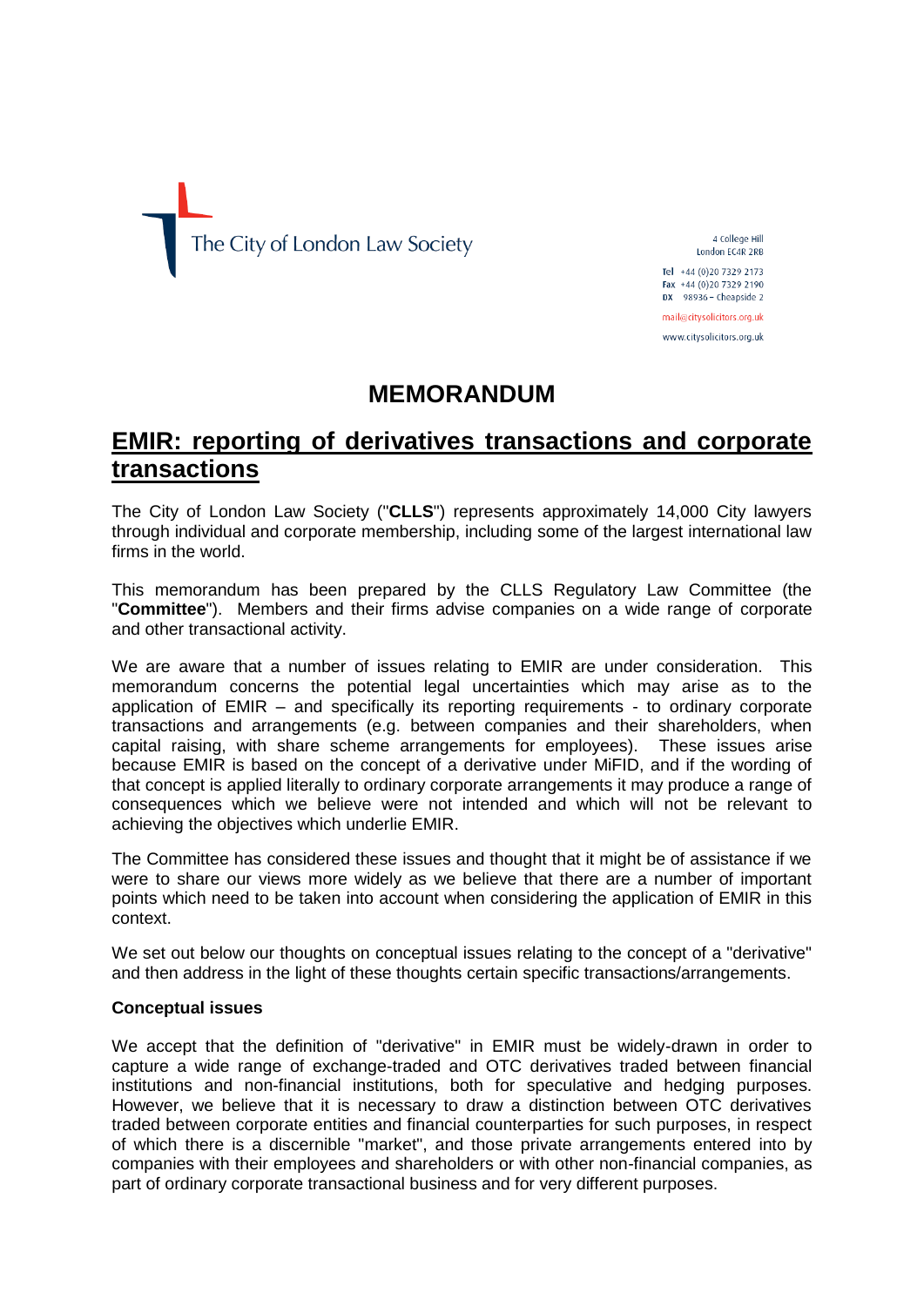The City of London Law Society

4 College Hill
London EC4R 2RB

Tel +44 (0)20 7329 2173
Fax +44 (0)20 7329 2190
DX 98936 – Cheapside 2

mail@citysolicitors.org.uk
www.citysolicitors.org.uk

# MEMORANDUM

## EMIR: reporting of derivatives transactions and corporate transactions

The City of London Law Society ("**CLLS**") represents approximately 14,000 City lawyers through individual and corporate membership, including some of the largest international law firms in the world.

This memorandum has been prepared by the CLLS Regulatory Law Committee (the "**Committee**"). Members and their firms advise companies on a wide range of corporate and other transactional activity.

We are aware that a number of issues relating to EMIR are under consideration. This memorandum concerns the potential legal uncertainties which may arise as to the application of EMIR – and specifically its reporting requirements - to ordinary corporate transactions and arrangements (e.g. between companies and their shareholders, when capital raising, with share scheme arrangements for employees). These issues arise because EMIR is based on the concept of a derivative under MiFID, and if the wording of that concept is applied literally to ordinary corporate arrangements it may produce a range of consequences which we believe were not intended and which will not be relevant to achieving the objectives which underlie EMIR.

The Committee has considered these issues and thought that it might be of assistance if we were to share our views more widely as we believe that there are a number of important points which need to be taken into account when considering the application of EMIR in this context.

We set out below our thoughts on conceptual issues relating to the concept of a "derivative" and then address in the light of these thoughts certain specific transactions/arrangements.

**Conceptual issues**

We accept that the definition of "derivative" in EMIR must be widely-drawn in order to capture a wide range of exchange-traded and OTC derivatives traded between financial institutions and non-financial institutions, both for speculative and hedging purposes. However, we believe that it is necessary to draw a distinction between OTC derivatives traded between corporate entities and financial counterparties for such purposes, in respect of which there is a discernible "market", and those private arrangements entered into by companies with their employees and shareholders or with other non-financial companies, as part of ordinary corporate transactional business and for very different purposes.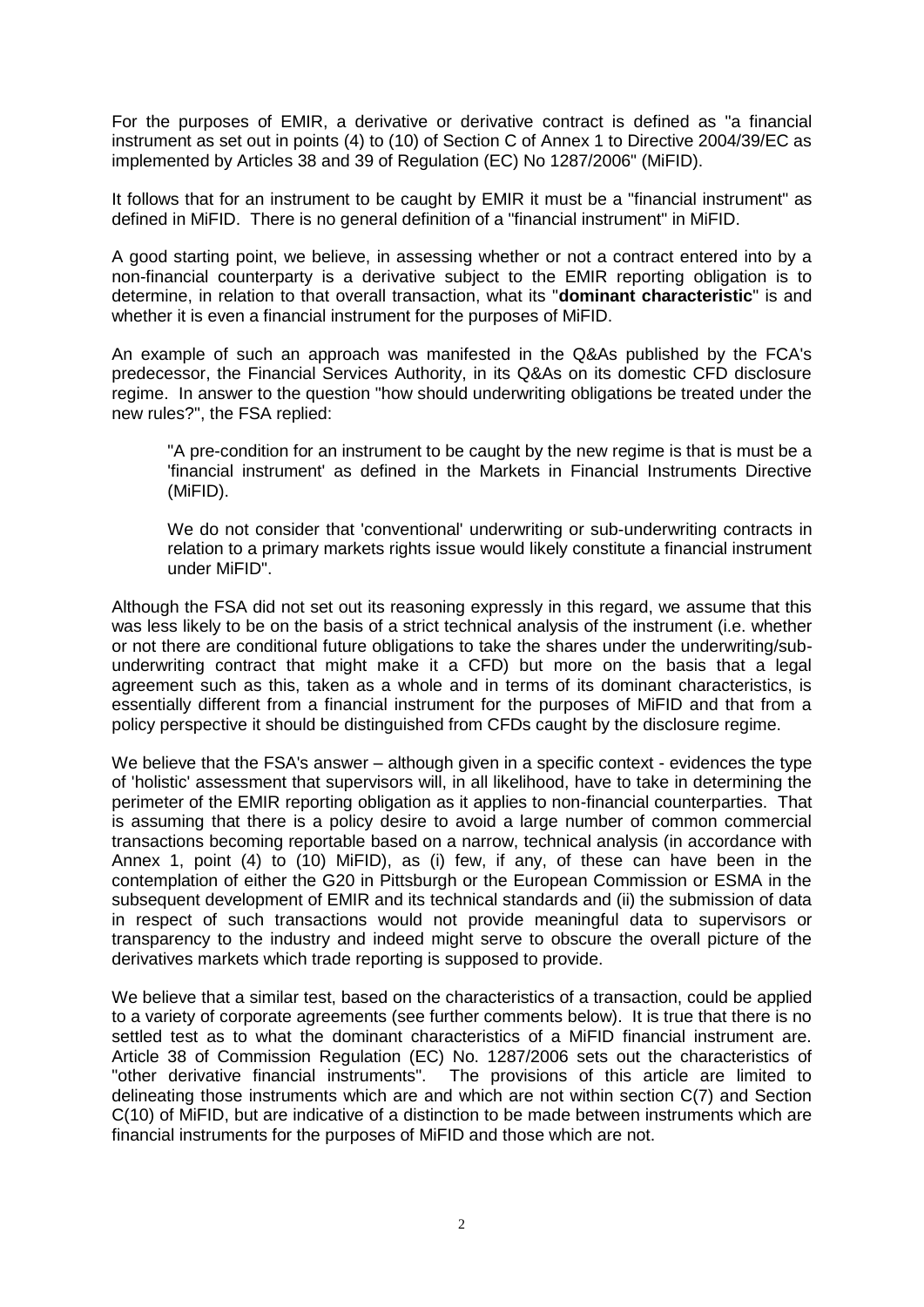For the purposes of EMIR, a derivative or derivative contract is defined as "a financial instrument as set out in points (4) to (10) of Section C of Annex 1 to Directive 2004/39/EC as implemented by Articles 38 and 39 of Regulation (EC) No 1287/2006" (MiFID).

It follows that for an instrument to be caught by EMIR it must be a "financial instrument" as defined in MiFID. There is no general definition of a "financial instrument" in MiFID.

A good starting point, we believe, in assessing whether or not a contract entered into by a non-financial counterparty is a derivative subject to the EMIR reporting obligation is to determine, in relation to that overall transaction, what its "**dominant characteristic**" is and whether it is even a financial instrument for the purposes of MiFID.

An example of such an approach was manifested in the Q&As published by the FCA's predecessor, the Financial Services Authority, in its Q&As on its domestic CFD disclosure regime. In answer to the question "how should underwriting obligations be treated under the new rules?", the FSA replied:

> "A pre-condition for an instrument to be caught by the new regime is that is must be a 'financial instrument' as defined in the Markets in Financial Instruments Directive (MiFID).
>
> We do not consider that 'conventional' underwriting or sub-underwriting contracts in relation to a primary markets rights issue would likely constitute a financial instrument under MiFID".

Although the FSA did not set out its reasoning expressly in this regard, we assume that this was less likely to be on the basis of a strict technical analysis of the instrument (i.e. whether or not there are conditional future obligations to take the shares under the underwriting/sub-underwriting contract that might make it a CFD) but more on the basis that a legal agreement such as this, taken as a whole and in terms of its dominant characteristics, is essentially different from a financial instrument for the purposes of MiFID and that from a policy perspective it should be distinguished from CFDs caught by the disclosure regime.

We believe that the FSA's answer – although given in a specific context - evidences the type of 'holistic' assessment that supervisors will, in all likelihood, have to take in determining the perimeter of the EMIR reporting obligation as it applies to non-financial counterparties. That is assuming that there is a policy desire to avoid a large number of common commercial transactions becoming reportable based on a narrow, technical analysis (in accordance with Annex 1, point (4) to (10) MiFID), as (i) few, if any, of these can have been in the contemplation of either the G20 in Pittsburgh or the European Commission or ESMA in the subsequent development of EMIR and its technical standards and (ii) the submission of data in respect of such transactions would not provide meaningful data to supervisors or transparency to the industry and indeed might serve to obscure the overall picture of the derivatives markets which trade reporting is supposed to provide.

We believe that a similar test, based on the characteristics of a transaction, could be applied to a variety of corporate agreements (see further comments below). It is true that there is no settled test as to what the dominant characteristics of a MiFID financial instrument are. Article 38 of Commission Regulation (EC) No. 1287/2006 sets out the characteristics of "other derivative financial instruments". The provisions of this article are limited to delineating those instruments which are and which are not within section C(7) and Section C(10) of MiFID, but are indicative of a distinction to be made between instruments which are financial instruments for the purposes of MiFID and those which are not.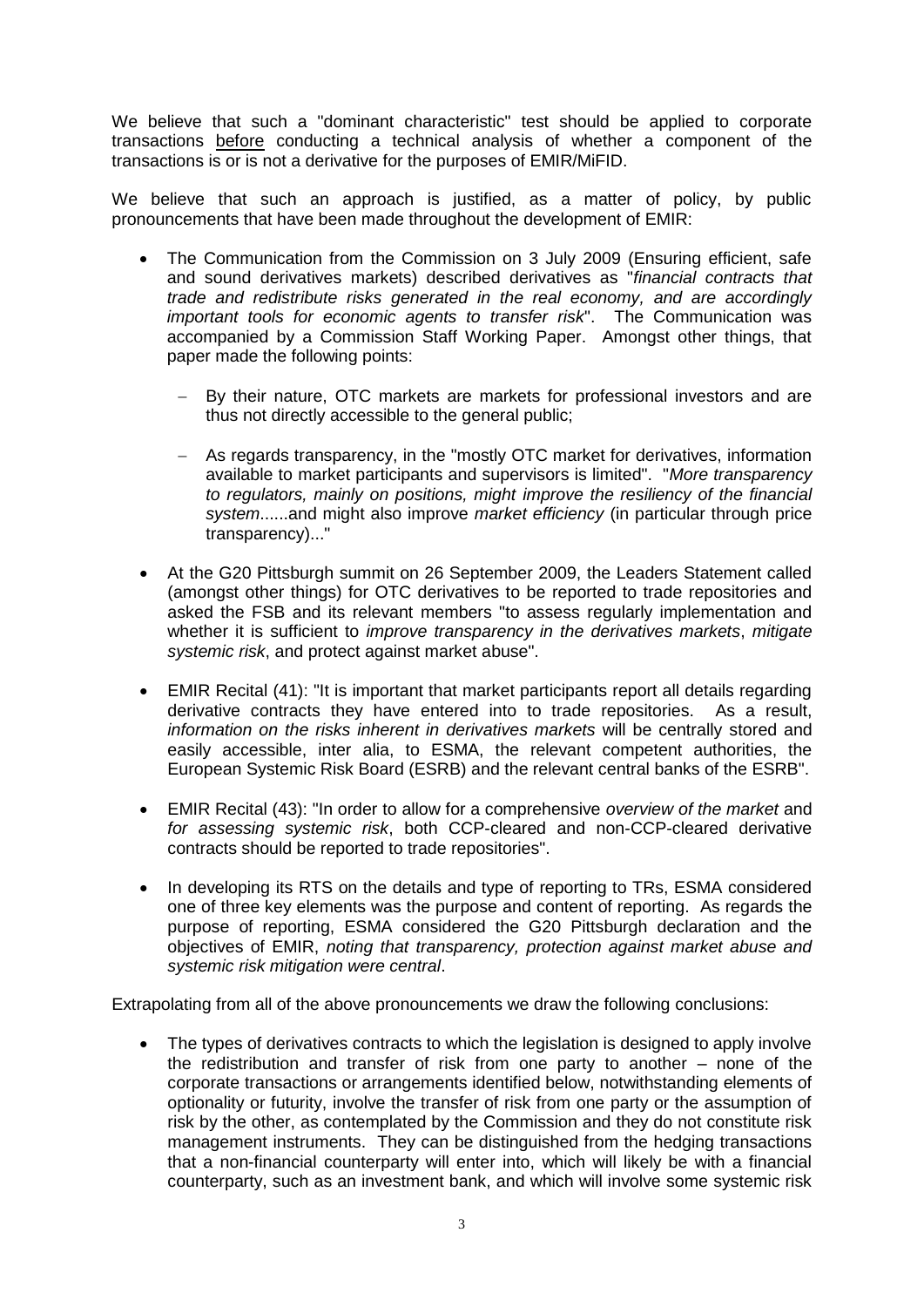We believe that such a "dominant characteristic" test should be applied to corporate transactions <u>before</u> conducting a technical analysis of whether a component of the transactions is or is not a derivative for the purposes of EMIR/MiFID.

We believe that such an approach is justified, as a matter of policy, by public pronouncements that have been made throughout the development of EMIR:

- The Communication from the Commission on 3 July 2009 (Ensuring efficient, safe and sound derivatives markets) described derivatives as "*financial contracts that trade and redistribute risks generated in the real economy, and are accordingly important tools for economic agents to transfer risk*". The Communication was accompanied by a Commission Staff Working Paper. Amongst other things, that paper made the following points:
  - By their nature, OTC markets are markets for professional investors and are thus not directly accessible to the general public;
  - As regards transparency, in the "mostly OTC market for derivatives, information available to market participants and supervisors is limited". "*More transparency to regulators, mainly on positions, might improve the resiliency of the financial system*......and might also improve *market efficiency* (in particular through price transparency)..."
- At the G20 Pittsburgh summit on 26 September 2009, the Leaders Statement called (amongst other things) for OTC derivatives to be reported to trade repositories and asked the FSB and its relevant members "to assess regularly implementation and whether it is sufficient to *improve transparency in the derivatives markets*, *mitigate systemic risk*, and protect against market abuse".
- EMIR Recital (41): "It is important that market participants report all details regarding derivative contracts they have entered into to trade repositories. As a result, *information on the risks inherent in derivatives markets* will be centrally stored and easily accessible, inter alia, to ESMA, the relevant competent authorities, the European Systemic Risk Board (ESRB) and the relevant central banks of the ESRB".
- EMIR Recital (43): "In order to allow for a comprehensive *overview of the market* and *for assessing systemic risk*, both CCP-cleared and non-CCP-cleared derivative contracts should be reported to trade repositories".
- In developing its RTS on the details and type of reporting to TRs, ESMA considered one of three key elements was the purpose and content of reporting. As regards the purpose of reporting, ESMA considered the G20 Pittsburgh declaration and the objectives of EMIR, *noting that transparency, protection against market abuse and systemic risk mitigation were central*.

Extrapolating from all of the above pronouncements we draw the following conclusions:

- The types of derivatives contracts to which the legislation is designed to apply involve the redistribution and transfer of risk from one party to another – none of the corporate transactions or arrangements identified below, notwithstanding elements of optionality or futurity, involve the transfer of risk from one party or the assumption of risk by the other, as contemplated by the Commission and they do not constitute risk management instruments. They can be distinguished from the hedging transactions that a non-financial counterparty will enter into, which will likely be with a financial counterparty, such as an investment bank, and which will involve some systemic risk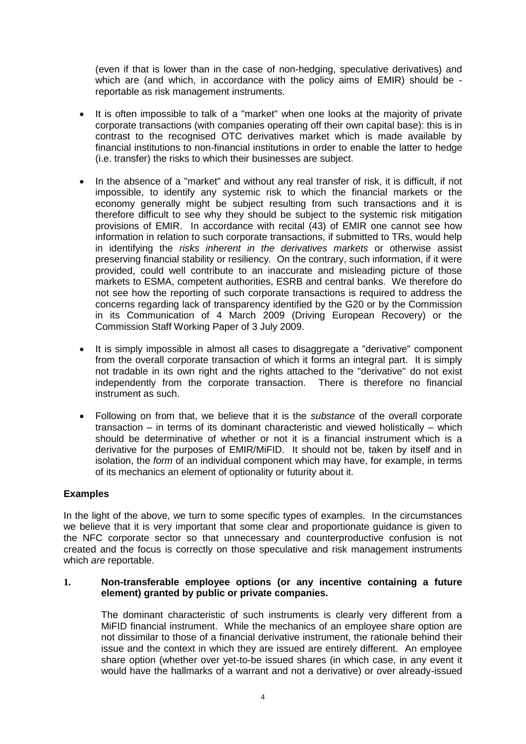(even if that is lower than in the case of non-hedging, speculative derivatives) and which are (and which, in accordance with the policy aims of EMIR) should be - reportable as risk management instruments.

- It is often impossible to talk of a "market" when one looks at the majority of private corporate transactions (with companies operating off their own capital base): this is in contrast to the recognised OTC derivatives market which is made available by financial institutions to non-financial institutions in order to enable the latter to hedge (i.e. transfer) the risks to which their businesses are subject.

- In the absence of a "market" and without any real transfer of risk, it is difficult, if not impossible, to identify any systemic risk to which the financial markets or the economy generally might be subject resulting from such transactions and it is therefore difficult to see why they should be subject to the systemic risk mitigation provisions of EMIR. In accordance with recital (43) of EMIR one cannot see how information in relation to such corporate transactions, if submitted to TRs, would help in identifying the *risks inherent in the derivatives markets* or otherwise assist preserving financial stability or resiliency. On the contrary, such information, if it were provided, could well contribute to an inaccurate and misleading picture of those markets to ESMA, competent authorities, ESRB and central banks. We therefore do not see how the reporting of such corporate transactions is required to address the concerns regarding lack of transparency identified by the G20 or by the Commission in its Communication of 4 March 2009 (Driving European Recovery) or the Commission Staff Working Paper of 3 July 2009.

- It is simply impossible in almost all cases to disaggregate a "derivative" component from the overall corporate transaction of which it forms an integral part. It is simply not tradable in its own right and the rights attached to the "derivative" do not exist independently from the corporate transaction. There is therefore no financial instrument as such.

- Following on from that, we believe that it is the *substance* of the overall corporate transaction – in terms of its dominant characteristic and viewed holistically – which should be determinative of whether or not it is a financial instrument which is a derivative for the purposes of EMIR/MiFID. It should not be, taken by itself and in isolation, the *form* of an individual component which may have, for example, in terms of its mechanics an element of optionality or futurity about it.

**Examples**

In the light of the above, we turn to some specific types of examples. In the circumstances we believe that it is very important that some clear and proportionate guidance is given to the NFC corporate sector so that unnecessary and counterproductive confusion is not created and the focus is correctly on those speculative and risk management instruments which *are* reportable.

**1. Non-transferable employee options (or any incentive containing a future element) granted by public or private companies.**

The dominant characteristic of such instruments is clearly very different from a MiFID financial instrument. While the mechanics of an employee share option are not dissimilar to those of a financial derivative instrument, the rationale behind their issue and the context in which they are issued are entirely different. An employee share option (whether over yet-to-be issued shares (in which case, in any event it would have the hallmarks of a warrant and not a derivative) or over already-issued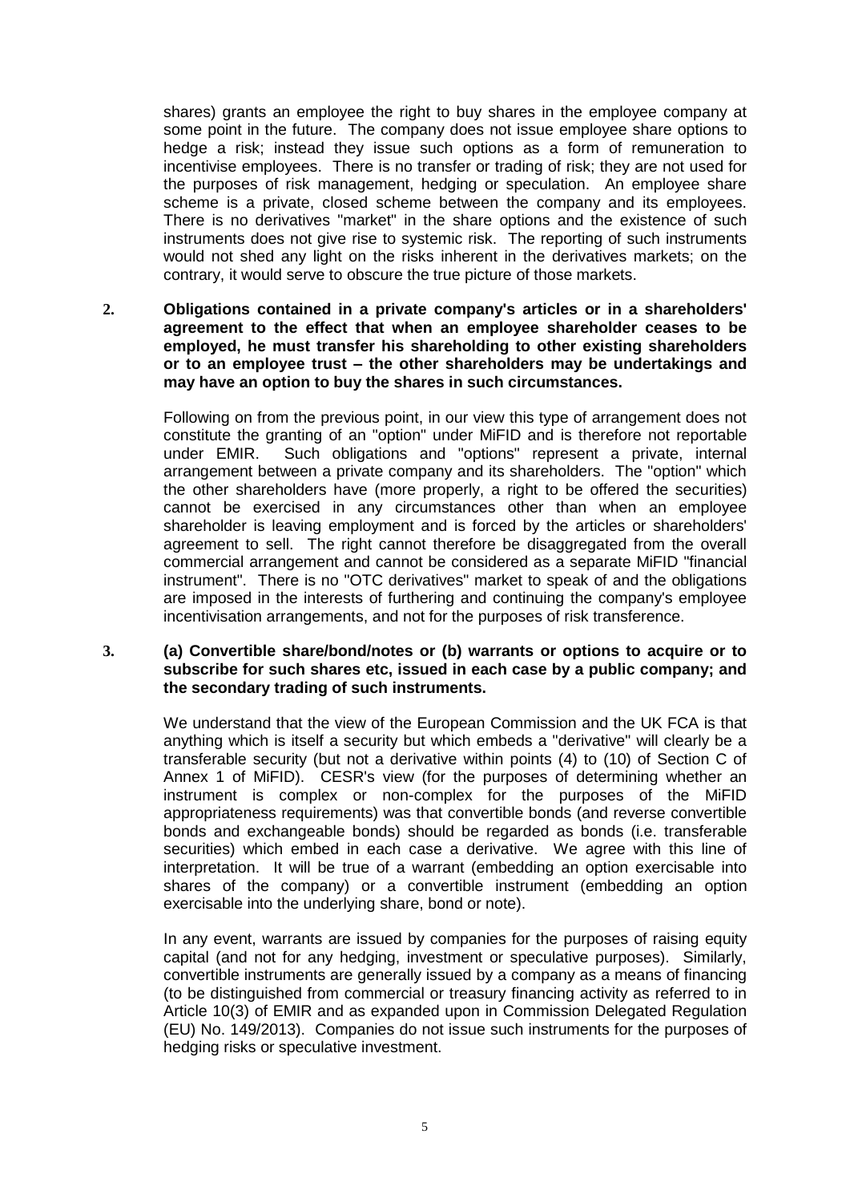shares) grants an employee the right to buy shares in the employee company at some point in the future. The company does not issue employee share options to hedge a risk; instead they issue such options as a form of remuneration to incentivise employees. There is no transfer or trading of risk; they are not used for the purposes of risk management, hedging or speculation. An employee share scheme is a private, closed scheme between the company and its employees. There is no derivatives "market" in the share options and the existence of such instruments does not give rise to systemic risk. The reporting of such instruments would not shed any light on the risks inherent in the derivatives markets; on the contrary, it would serve to obscure the true picture of those markets.

2. **Obligations contained in a private company's articles or in a shareholders' agreement to the effect that when an employee shareholder ceases to be employed, he must transfer his shareholding to other existing shareholders or to an employee trust – the other shareholders may be undertakings and may have an option to buy the shares in such circumstances.**

   Following on from the previous point, in our view this type of arrangement does not constitute the granting of an "option" under MiFID and is therefore not reportable under EMIR. Such obligations and "options" represent a private, internal arrangement between a private company and its shareholders. The "option" which the other shareholders have (more properly, a right to be offered the securities) cannot be exercised in any circumstances other than when an employee shareholder is leaving employment and is forced by the articles or shareholders' agreement to sell. The right cannot therefore be disaggregated from the overall commercial arrangement and cannot be considered as a separate MiFID "financial instrument". There is no "OTC derivatives" market to speak of and the obligations are imposed in the interests of furthering and continuing the company's employee incentivisation arrangements, and not for the purposes of risk transference.

3. **(a) Convertible share/bond/notes or (b) warrants or options to acquire or to subscribe for such shares etc, issued in each case by a public company; and the secondary trading of such instruments.**

   We understand that the view of the European Commission and the UK FCA is that anything which is itself a security but which embeds a "derivative" will clearly be a transferable security (but not a derivative within points (4) to (10) of Section C of Annex 1 of MiFID). CESR's view (for the purposes of determining whether an instrument is complex or non-complex for the purposes of the MiFID appropriateness requirements) was that convertible bonds (and reverse convertible bonds and exchangeable bonds) should be regarded as bonds (i.e. transferable securities) which embed in each case a derivative. We agree with this line of interpretation. It will be true of a warrant (embedding an option exercisable into shares of the company) or a convertible instrument (embedding an option exercisable into the underlying share, bond or note).

   In any event, warrants are issued by companies for the purposes of raising equity capital (and not for any hedging, investment or speculative purposes). Similarly, convertible instruments are generally issued by a company as a means of financing (to be distinguished from commercial or treasury financing activity as referred to in Article 10(3) of EMIR and as expanded upon in Commission Delegated Regulation (EU) No. 149/2013). Companies do not issue such instruments for the purposes of hedging risks or speculative investment.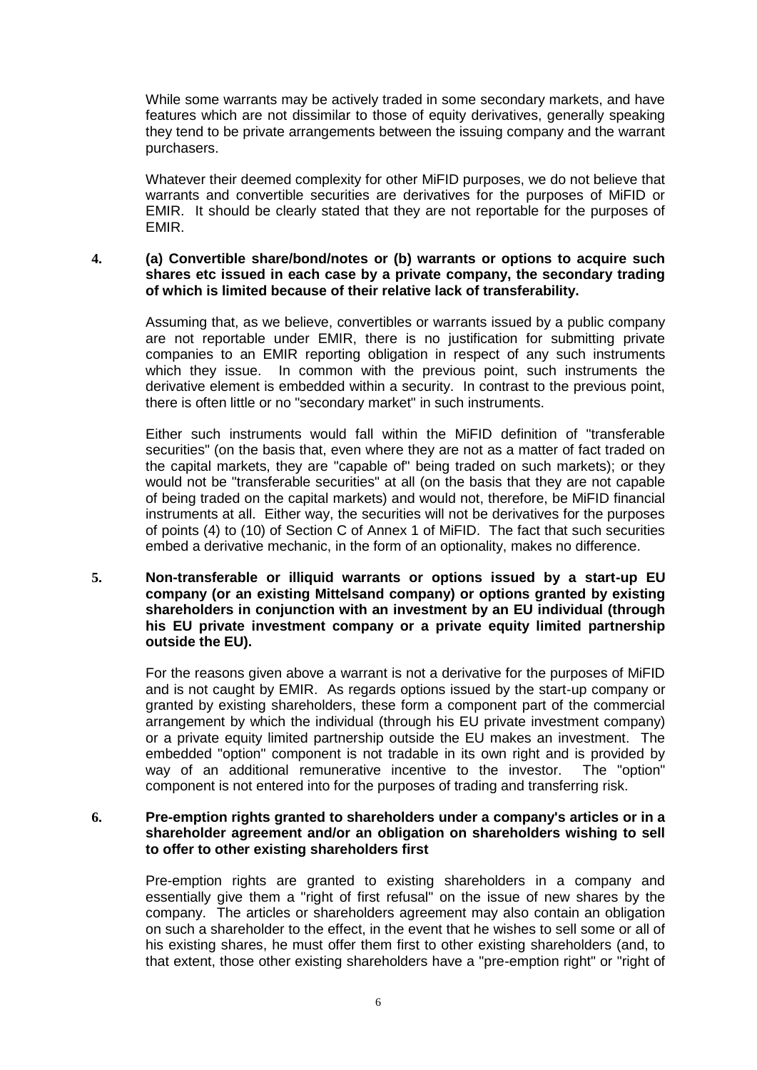While some warrants may be actively traded in some secondary markets, and have features which are not dissimilar to those of equity derivatives, generally speaking they tend to be private arrangements between the issuing company and the warrant purchasers.

Whatever their deemed complexity for other MiFID purposes, we do not believe that warrants and convertible securities are derivatives for the purposes of MiFID or EMIR. It should be clearly stated that they are not reportable for the purposes of EMIR.

**4. (a) Convertible share/bond/notes or (b) warrants or options to acquire such shares etc issued in each case by a private company, the secondary trading of which is limited because of their relative lack of transferability.**

Assuming that, as we believe, convertibles or warrants issued by a public company are not reportable under EMIR, there is no justification for submitting private companies to an EMIR reporting obligation in respect of any such instruments which they issue. In common with the previous point, such instruments the derivative element is embedded within a security. In contrast to the previous point, there is often little or no "secondary market" in such instruments.

Either such instruments would fall within the MiFID definition of "transferable securities" (on the basis that, even where they are not as a matter of fact traded on the capital markets, they are "capable of" being traded on such markets); or they would not be "transferable securities" at all (on the basis that they are not capable of being traded on the capital markets) and would not, therefore, be MiFID financial instruments at all. Either way, the securities will not be derivatives for the purposes of points (4) to (10) of Section C of Annex 1 of MiFID. The fact that such securities embed a derivative mechanic, in the form of an optionality, makes no difference.

**5. Non-transferable or illiquid warrants or options issued by a start-up EU company (or an existing Mittelsand company) or options granted by existing shareholders in conjunction with an investment by an EU individual (through his EU private investment company or a private equity limited partnership outside the EU).**

For the reasons given above a warrant is not a derivative for the purposes of MiFID and is not caught by EMIR. As regards options issued by the start-up company or granted by existing shareholders, these form a component part of the commercial arrangement by which the individual (through his EU private investment company) or a private equity limited partnership outside the EU makes an investment. The embedded "option" component is not tradable in its own right and is provided by way of an additional remunerative incentive to the investor. The "option" component is not entered into for the purposes of trading and transferring risk.

**6. Pre-emption rights granted to shareholders under a company's articles or in a shareholder agreement and/or an obligation on shareholders wishing to sell to offer to other existing shareholders first**

Pre-emption rights are granted to existing shareholders in a company and essentially give them a "right of first refusal" on the issue of new shares by the company. The articles or shareholders agreement may also contain an obligation on such a shareholder to the effect, in the event that he wishes to sell some or all of his existing shares, he must offer them first to other existing shareholders (and, to that extent, those other existing shareholders have a "pre-emption right" or "right of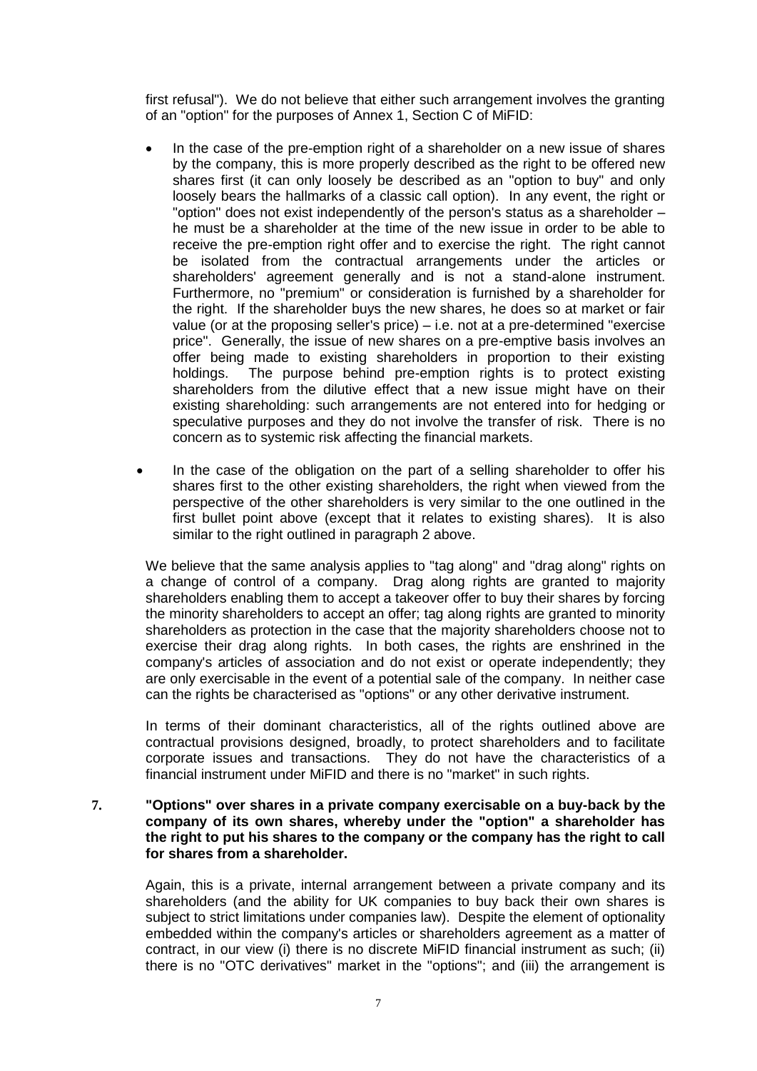first refusal"). We do not believe that either such arrangement involves the granting of an "option" for the purposes of Annex 1, Section C of MiFID:

- In the case of the pre-emption right of a shareholder on a new issue of shares by the company, this is more properly described as the right to be offered new shares first (it can only loosely be described as an "option to buy" and only loosely bears the hallmarks of a classic call option). In any event, the right or "option" does not exist independently of the person's status as a shareholder – he must be a shareholder at the time of the new issue in order to be able to receive the pre-emption right offer and to exercise the right. The right cannot be isolated from the contractual arrangements under the articles or shareholders' agreement generally and is not a stand-alone instrument. Furthermore, no "premium" or consideration is furnished by a shareholder for the right. If the shareholder buys the new shares, he does so at market or fair value (or at the proposing seller's price) – i.e. not at a pre-determined "exercise price". Generally, the issue of new shares on a pre-emptive basis involves an offer being made to existing shareholders in proportion to their existing holdings. The purpose behind pre-emption rights is to protect existing shareholders from the dilutive effect that a new issue might have on their existing shareholding: such arrangements are not entered into for hedging or speculative purposes and they do not involve the transfer of risk. There is no concern as to systemic risk affecting the financial markets.

- In the case of the obligation on the part of a selling shareholder to offer his shares first to the other existing shareholders, the right when viewed from the perspective of the other shareholders is very similar to the one outlined in the first bullet point above (except that it relates to existing shares). It is also similar to the right outlined in paragraph 2 above.

We believe that the same analysis applies to "tag along" and "drag along" rights on a change of control of a company. Drag along rights are granted to majority shareholders enabling them to accept a takeover offer to buy their shares by forcing the minority shareholders to accept an offer; tag along rights are granted to minority shareholders as protection in the case that the majority shareholders choose not to exercise their drag along rights. In both cases, the rights are enshrined in the company's articles of association and do not exist or operate independently; they are only exercisable in the event of a potential sale of the company. In neither case can the rights be characterised as "options" or any other derivative instrument.

In terms of their dominant characteristics, all of the rights outlined above are contractual provisions designed, broadly, to protect shareholders and to facilitate corporate issues and transactions. They do not have the characteristics of a financial instrument under MiFID and there is no "market" in such rights.

**7. "Options" over shares in a private company exercisable on a buy-back by the company of its own shares, whereby under the "option" a shareholder has the right to put his shares to the company or the company has the right to call for shares from a shareholder.**

Again, this is a private, internal arrangement between a private company and its shareholders (and the ability for UK companies to buy back their own shares is subject to strict limitations under companies law). Despite the element of optionality embedded within the company's articles or shareholders agreement as a matter of contract, in our view (i) there is no discrete MiFID financial instrument as such; (ii) there is no "OTC derivatives" market in the "options"; and (iii) the arrangement is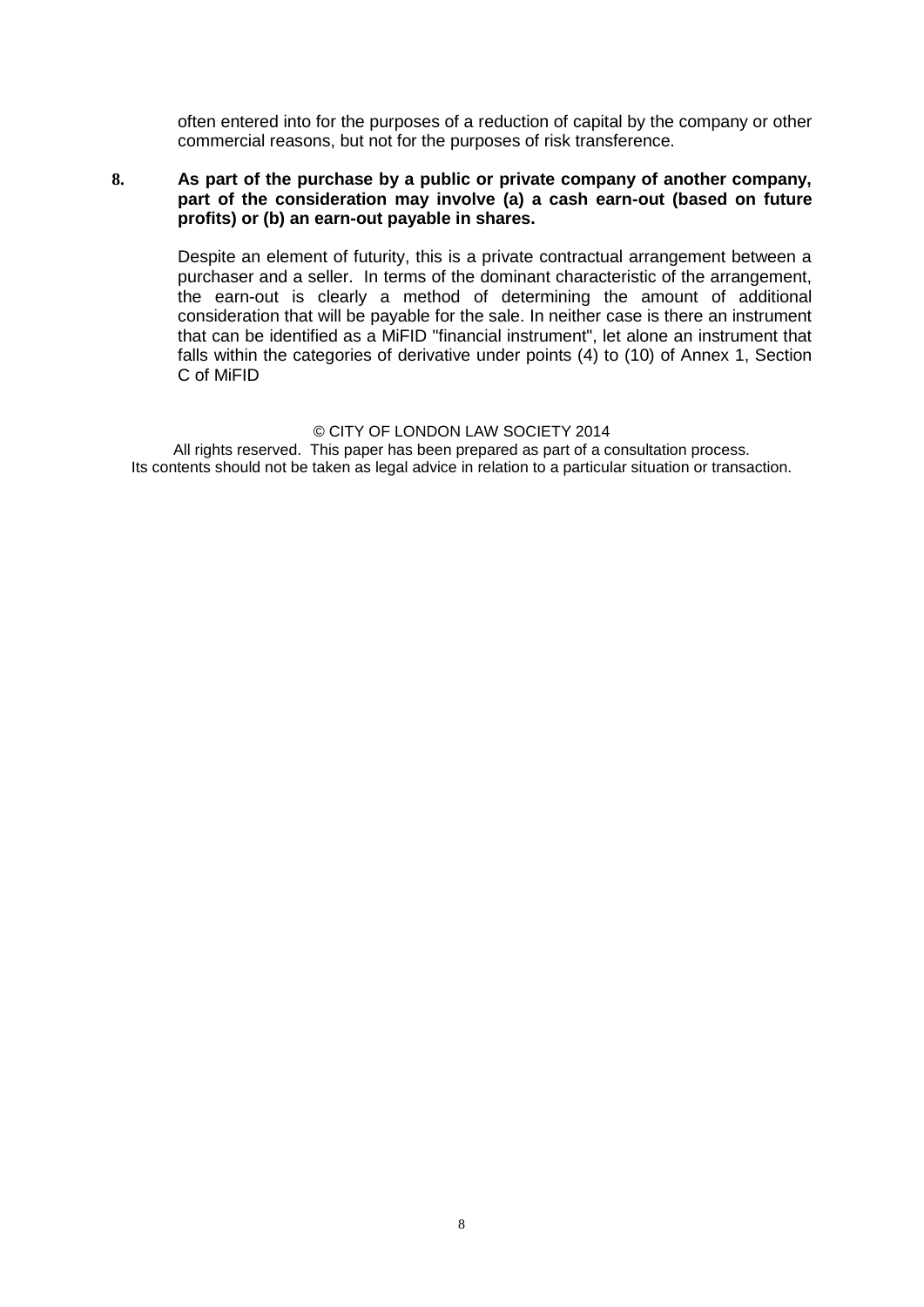often entered into for the purposes of a reduction of capital by the company or other commercial reasons, but not for the purposes of risk transference.

**8. As part of the purchase by a public or private company of another company, part of the consideration may involve (a) a cash earn-out (based on future profits) or (b) an earn-out payable in shares.**

Despite an element of futurity, this is a private contractual arrangement between a purchaser and a seller. In terms of the dominant characteristic of the arrangement, the earn-out is clearly a method of determining the amount of additional consideration that will be payable for the sale. In neither case is there an instrument that can be identified as a MiFID "financial instrument", let alone an instrument that falls within the categories of derivative under points (4) to (10) of Annex 1, Section C of MiFID

© CITY OF LONDON LAW SOCIETY 2014

All rights reserved. This paper has been prepared as part of a consultation process. Its contents should not be taken as legal advice in relation to a particular situation or transaction.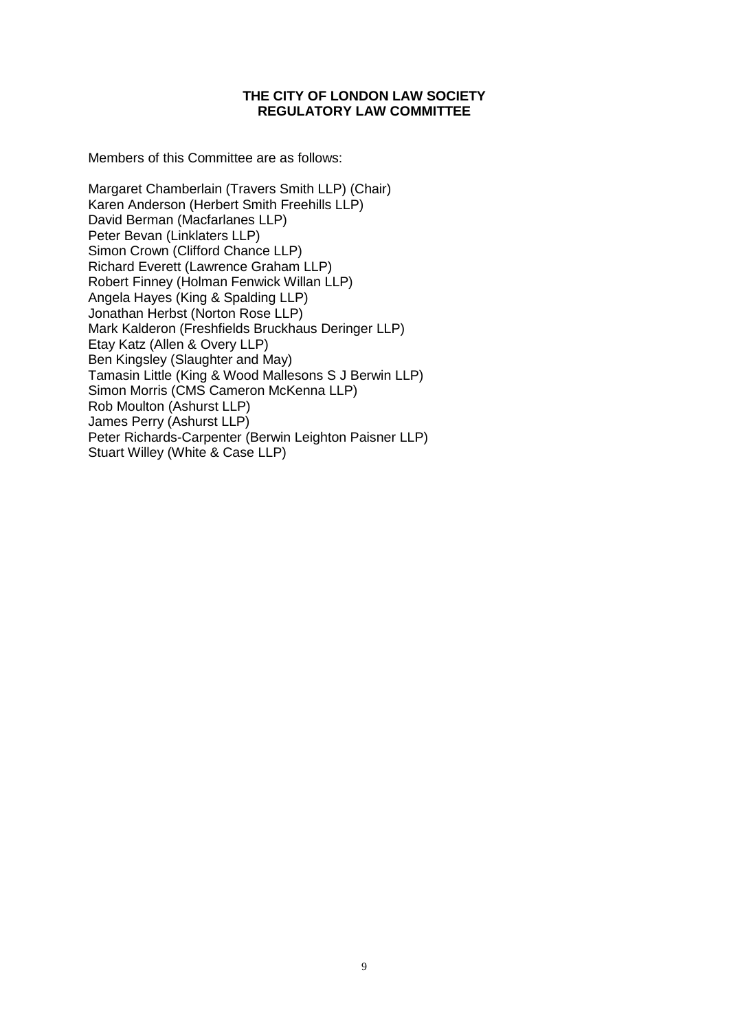**THE CITY OF LONDON LAW SOCIETY**
**REGULATORY LAW COMMITTEE**

Members of this Committee are as follows:

Margaret Chamberlain (Travers Smith LLP) (Chair)
Karen Anderson (Herbert Smith Freehills LLP)
David Berman (Macfarlanes LLP)
Peter Bevan (Linklaters LLP)
Simon Crown (Clifford Chance LLP)
Richard Everett (Lawrence Graham LLP)
Robert Finney (Holman Fenwick Willan LLP)
Angela Hayes (King & Spalding LLP)
Jonathan Herbst (Norton Rose LLP)
Mark Kalderon (Freshfields Bruckhaus Deringer LLP)
Etay Katz (Allen & Overy LLP)
Ben Kingsley (Slaughter and May)
Tamasin Little (King & Wood Mallesons S J Berwin LLP)
Simon Morris (CMS Cameron McKenna LLP)
Rob Moulton (Ashurst LLP)
James Perry (Ashurst LLP)
Peter Richards-Carpenter (Berwin Leighton Paisner LLP)
Stuart Willey (White & Case LLP)